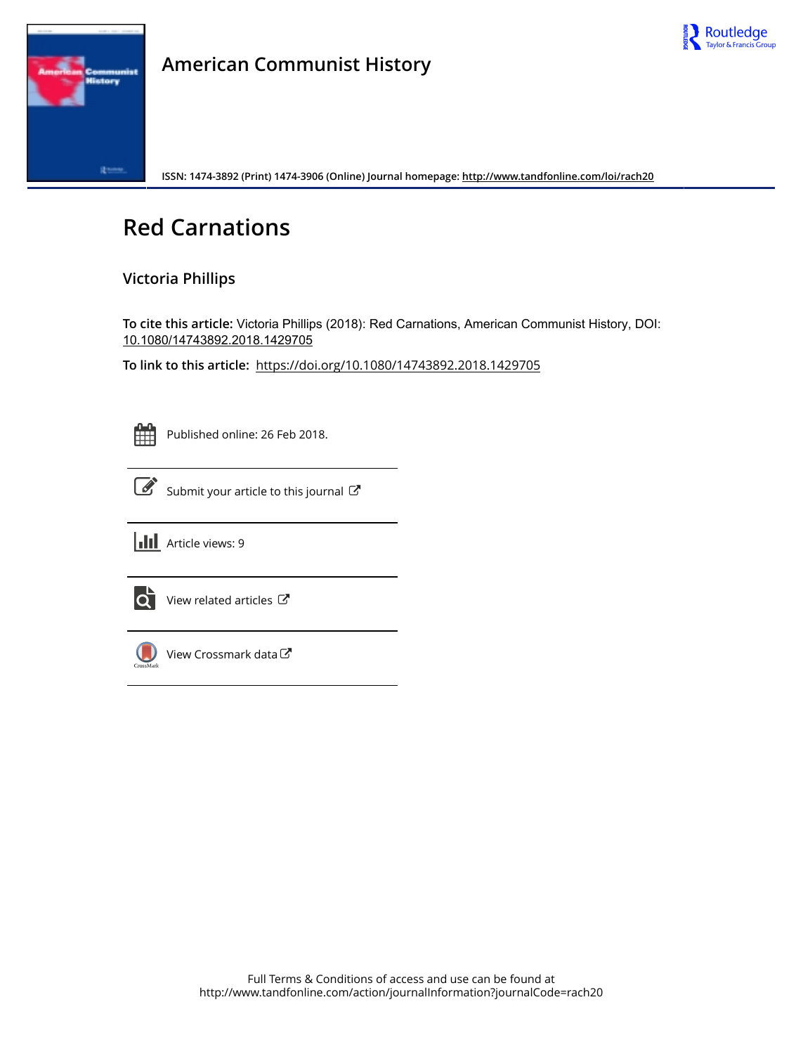# American Communist History

ISSN: 1474-3892 (Print) 1474-3906 (Online) Journal homepage: http://www.tandfonline.com/loi/rach20

# Red Carnations

## Victoria Phillips

**To cite this article:** Victoria Phillips (2018): Red Carnations, American Communist History, DOI: 10.1080/14743892.2018.1429705

**To link to this article:** https://doi.org/10.1080/14743892.2018.1429705

Published online: 26 Feb 2018.

Submit your article to this journal

Article views: 9

View related articles

View Crossmark data

Full Terms & Conditions of access and use can be found at
http://www.tandfonline.com/action/journalInformation?journalCode=rach20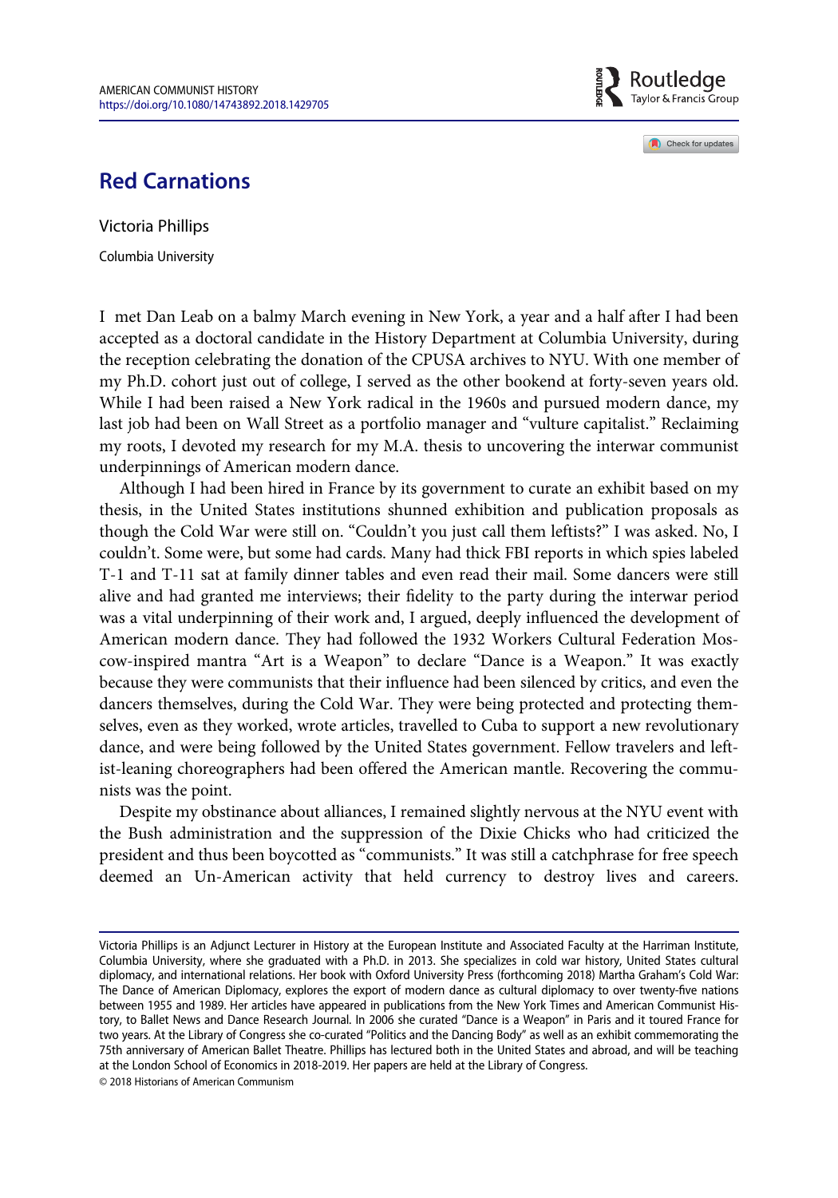# Red Carnations

Victoria Phillips

Columbia University

I met Dan Leab on a balmy March evening in New York, a year and a half after I had been accepted as a doctoral candidate in the History Department at Columbia University, during the reception celebrating the donation of the CPUSA archives to NYU. With one member of my Ph.D. cohort just out of college, I served as the other bookend at forty-seven years old. While I had been raised a New York radical in the 1960s and pursued modern dance, my last job had been on Wall Street as a portfolio manager and "vulture capitalist." Reclaiming my roots, I devoted my research for my M.A. thesis to uncovering the interwar communist underpinnings of American modern dance.

Although I had been hired in France by its government to curate an exhibit based on my thesis, in the United States institutions shunned exhibition and publication proposals as though the Cold War were still on. "Couldn't you just call them leftists?" I was asked. No, I couldn't. Some were, but some had cards. Many had thick FBI reports in which spies labeled T-1 and T-11 sat at family dinner tables and even read their mail. Some dancers were still alive and had granted me interviews; their fidelity to the party during the interwar period was a vital underpinning of their work and, I argued, deeply influenced the development of American modern dance. They had followed the 1932 Workers Cultural Federation Moscow-inspired mantra "Art is a Weapon" to declare "Dance is a Weapon." It was exactly because they were communists that their influence had been silenced by critics, and even the dancers themselves, during the Cold War. They were being protected and protecting themselves, even as they worked, wrote articles, travelled to Cuba to support a new revolutionary dance, and were being followed by the United States government. Fellow travelers and leftist-leaning choreographers had been offered the American mantle. Recovering the communists was the point.

Despite my obstinance about alliances, I remained slightly nervous at the NYU event with the Bush administration and the suppression of the Dixie Chicks who had criticized the president and thus been boycotted as "communists." It was still a catchphrase for free speech deemed an Un-American activity that held currency to destroy lives and careers.

---

Victoria Phillips is an Adjunct Lecturer in History at the European Institute and Associated Faculty at the Harriman Institute, Columbia University, where she graduated with a Ph.D. in 2013. She specializes in cold war history, United States cultural diplomacy, and international relations. Her book with Oxford University Press (forthcoming 2018) Martha Graham's Cold War: The Dance of American Diplomacy, explores the export of modern dance as cultural diplomacy to over twenty-five nations between 1955 and 1989. Her articles have appeared in publications from the New York Times and American Communist History, to Ballet News and Dance Research Journal. In 2006 she curated "Dance is a Weapon" in Paris and it toured France for two years. At the Library of Congress she co-curated "Politics and the Dancing Body" as well as an exhibit commemorating the 75th anniversary of American Ballet Theatre. Phillips has lectured both in the United States and abroad, and will be teaching at the London School of Economics in 2018-2019. Her papers are held at the Library of Congress.

© 2018 Historians of American Communism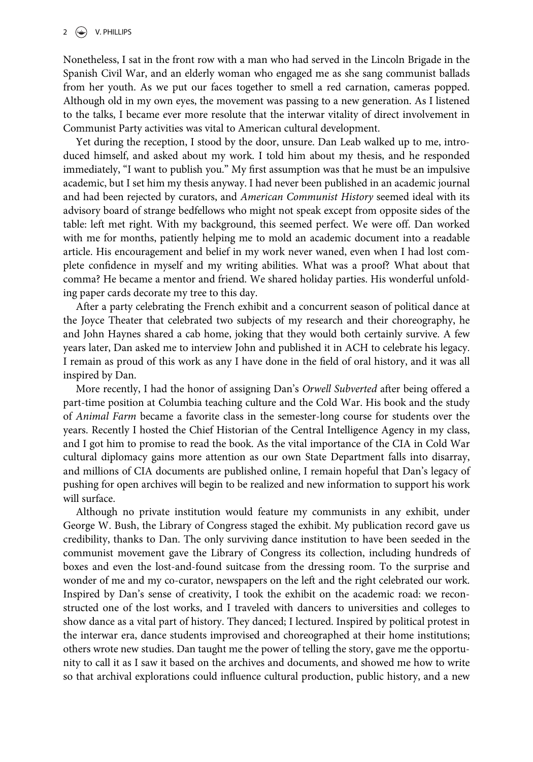Nonetheless, I sat in the front row with a man who had served in the Lincoln Brigade in the Spanish Civil War, and an elderly woman who engaged me as she sang communist ballads from her youth. As we put our faces together to smell a red carnation, cameras popped. Although old in my own eyes, the movement was passing to a new generation. As I listened to the talks, I became ever more resolute that the interwar vitality of direct involvement in Communist Party activities was vital to American cultural development.

Yet during the reception, I stood by the door, unsure. Dan Leab walked up to me, introduced himself, and asked about my work. I told him about my thesis, and he responded immediately, "I want to publish you." My first assumption was that he must be an impulsive academic, but I set him my thesis anyway. I had never been published in an academic journal and had been rejected by curators, and *American Communist History* seemed ideal with its advisory board of strange bedfellows who might not speak except from opposite sides of the table: left met right. With my background, this seemed perfect. We were off. Dan worked with me for months, patiently helping me to mold an academic document into a readable article. His encouragement and belief in my work never waned, even when I had lost complete confidence in myself and my writing abilities. What was a proof? What about that comma? He became a mentor and friend. We shared holiday parties. His wonderful unfolding paper cards decorate my tree to this day.

After a party celebrating the French exhibit and a concurrent season of political dance at the Joyce Theater that celebrated two subjects of my research and their choreography, he and John Haynes shared a cab home, joking that they would both certainly survive. A few years later, Dan asked me to interview John and published it in ACH to celebrate his legacy. I remain as proud of this work as any I have done in the field of oral history, and it was all inspired by Dan.

More recently, I had the honor of assigning Dan's *Orwell Subverted* after being offered a part-time position at Columbia teaching culture and the Cold War. His book and the study of *Animal Farm* became a favorite class in the semester-long course for students over the years. Recently I hosted the Chief Historian of the Central Intelligence Agency in my class, and I got him to promise to read the book. As the vital importance of the CIA in Cold War cultural diplomacy gains more attention as our own State Department falls into disarray, and millions of CIA documents are published online, I remain hopeful that Dan's legacy of pushing for open archives will begin to be realized and new information to support his work will surface.

Although no private institution would feature my communists in any exhibit, under George W. Bush, the Library of Congress staged the exhibit. My publication record gave us credibility, thanks to Dan. The only surviving dance institution to have been seeded in the communist movement gave the Library of Congress its collection, including hundreds of boxes and even the lost-and-found suitcase from the dressing room. To the surprise and wonder of me and my co-curator, newspapers on the left and the right celebrated our work. Inspired by Dan's sense of creativity, I took the exhibit on the academic road: we reconstructed one of the lost works, and I traveled with dancers to universities and colleges to show dance as a vital part of history. They danced; I lectured. Inspired by political protest in the interwar era, dance students improvised and choreographed at their home institutions; others wrote new studies. Dan taught me the power of telling the story, gave me the opportunity to call it as I saw it based on the archives and documents, and showed me how to write so that archival explorations could influence cultural production, public history, and a new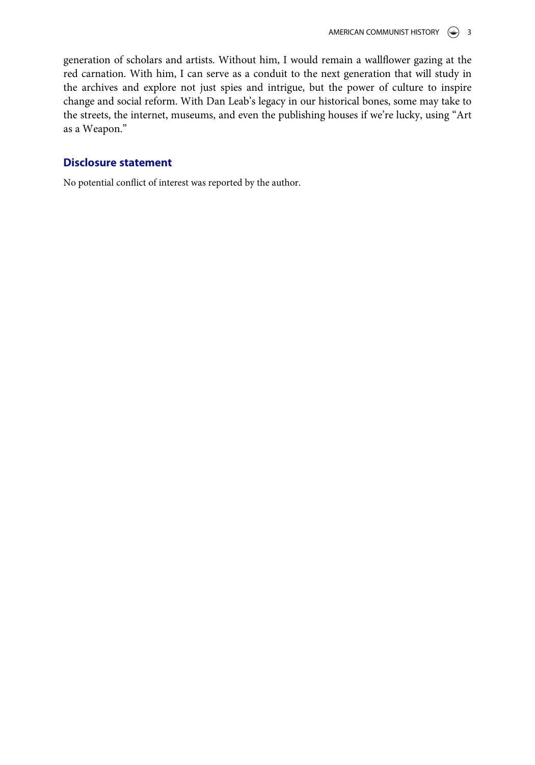generation of scholars and artists. Without him, I would remain a wallflower gazing at the red carnation. With him, I can serve as a conduit to the next generation that will study in the archives and explore not just spies and intrigue, but the power of culture to inspire change and social reform. With Dan Leab's legacy in our historical bones, some may take to the streets, the internet, museums, and even the publishing houses if we're lucky, using "Art as a Weapon."

## Disclosure statement

No potential conflict of interest was reported by the author.